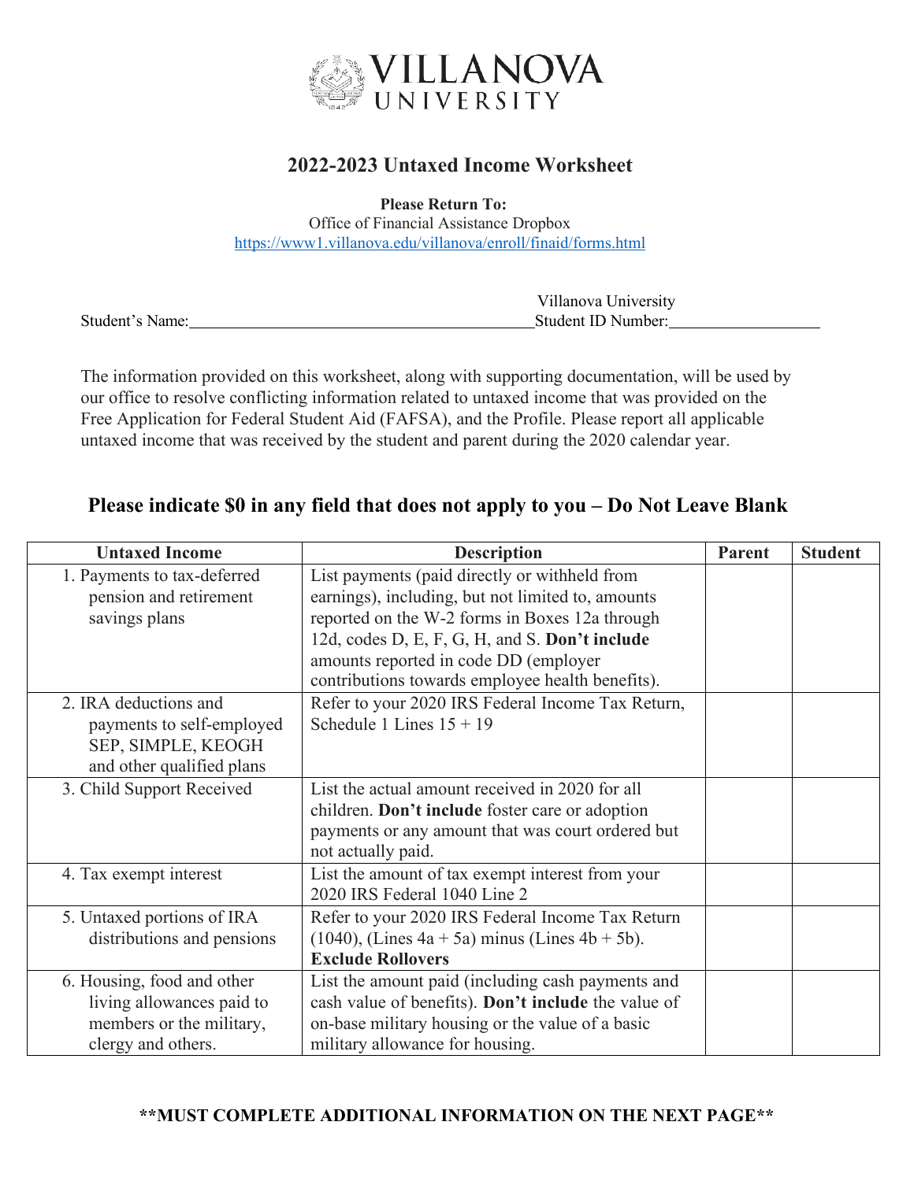VILLANOVA UNIVERSITY

## 2022-2023 Untaxed Income Worksheet

**Please Return To:**
Office of Financial Assistance Dropbox
https://www1.villanova.edu/villanova/enroll/finaid/forms.html

Student's Name:\_\_\_\_\_\_\_\_\_\_\_\_\_\_\_\_\_\_\_\_\_\_\_\_\_\_\_\_\_\_\_\_\_\_\_\_\_\_\_\_ Villanova University Student ID Number:\_\_\_\_\_\_\_\_\_\_\_\_\_\_\_\_\_\_

The information provided on this worksheet, along with supporting documentation, will be used by our office to resolve conflicting information related to untaxed income that was provided on the Free Application for Federal Student Aid (FAFSA), and the Profile. Please report all applicable untaxed income that was received by the student and parent during the 2020 calendar year.

### Please indicate $0 in any field that does not apply to you – Do Not Leave Blank

| Untaxed Income | Description | Parent | Student |
|---|---|---|---|
| 1. Payments to tax-deferred pension and retirement savings plans | List payments (paid directly or withheld from earnings), including, but not limited to, amounts reported on the W-2 forms in Boxes 12a through 12d, codes D, E, F, G, H, and S. **Don't include** amounts reported in code DD (employer contributions towards employee health benefits). | | |
| 2. IRA deductions and payments to self-employed SEP, SIMPLE, KEOGH and other qualified plans | Refer to your 2020 IRS Federal Income Tax Return, Schedule 1 Lines 15 + 19 | | |
| 3. Child Support Received | List the actual amount received in 2020 for all children. **Don't include** foster care or adoption payments or any amount that was court ordered but not actually paid. | | |
| 4. Tax exempt interest | List the amount of tax exempt interest from your 2020 IRS Federal 1040 Line 2 | | |
| 5. Untaxed portions of IRA distributions and pensions | Refer to your 2020 IRS Federal Income Tax Return (1040), (Lines 4a + 5a) minus (Lines 4b + 5b). **Exclude Rollovers** | | |
| 6. Housing, food and other living allowances paid to members or the military, clergy and others. | List the amount paid (including cash payments and cash value of benefits). **Don't include** the value of on-base military housing or the value of a basic military allowance for housing. | | |

**\*\*MUST COMPLETE ADDITIONAL INFORMATION ON THE NEXT PAGE\*\***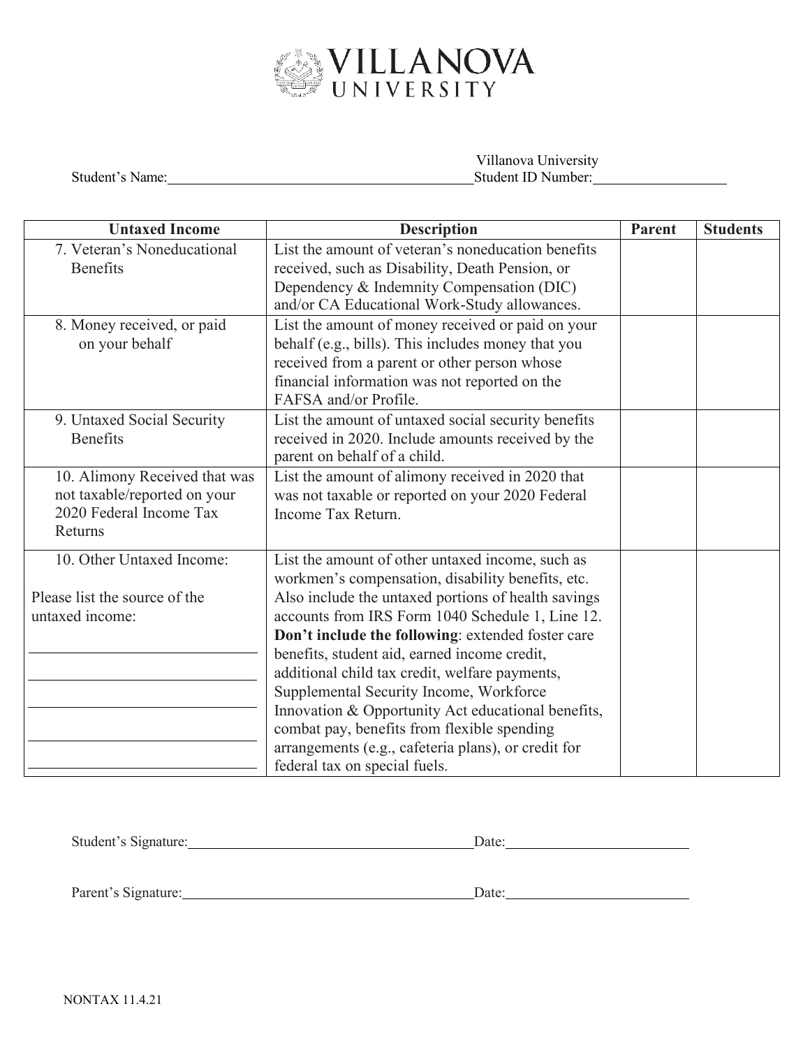# VILLANOVA UNIVERSITY

Student's Name:\_\_\_\_\_\_\_\_\_\_\_\_\_\_\_\_\_\_\_\_\_\_\_\_\_\_\_\_\_\_\_\_\_\_\_\_\_\_\_\_ Villanova University Student ID Number:\_\_\_\_\_\_\_\_\_\_\_\_\_\_\_\_\_\_

| Untaxed Income | Description | Parent | Students |
|---|---|---|---|
| 7. Veteran's Noneducational Benefits | List the amount of veteran's noneducation benefits received, such as Disability, Death Pension, or Dependency & Indemnity Compensation (DIC) and/or CA Educational Work-Study allowances. | | |
| 8. Money received, or paid on your behalf | List the amount of money received or paid on your behalf (e.g., bills). This includes money that you received from a parent or other person whose financial information was not reported on the FAFSA and/or Profile. | | |
| 9. Untaxed Social Security Benefits | List the amount of untaxed social security benefits received in 2020. Include amounts received by the parent on behalf of a child. | | |
| 10. Alimony Received that was not taxable/reported on your 2020 Federal Income Tax Returns | List the amount of alimony received in 2020 that was not taxable or reported on your 2020 Federal Income Tax Return. | | |
| 10. Other Untaxed Income: Please list the source of the untaxed income: \_\_\_\_\_\_\_\_\_\_ \_\_\_\_\_\_\_\_\_\_ \_\_\_\_\_\_\_\_\_\_ \_\_\_\_\_\_\_\_\_\_ \_\_\_\_\_\_\_\_\_\_ | List the amount of other untaxed income, such as workmen's compensation, disability benefits, etc. Also include the untaxed portions of health savings accounts from IRS Form 1040 Schedule 1, Line 12. **Don't include the following**: extended foster care benefits, student aid, earned income credit, additional child tax credit, welfare payments, Supplemental Security Income, Workforce Innovation & Opportunity Act educational benefits, combat pay, benefits from flexible spending arrangements (e.g., cafeteria plans), or credit for federal tax on special fuels. | | |

Student's Signature:\_\_\_\_\_\_\_\_\_\_\_\_\_\_\_\_\_\_\_\_\_\_\_\_\_\_\_\_\_\_\_\_\_\_\_\_\_\_\_\_ Date:\_\_\_\_\_\_\_\_\_\_\_\_\_\_\_\_\_\_\_\_\_\_\_\_

Parent's Signature:\_\_\_\_\_\_\_\_\_\_\_\_\_\_\_\_\_\_\_\_\_\_\_\_\_\_\_\_\_\_\_\_\_\_\_\_\_\_\_\_ Date:\_\_\_\_\_\_\_\_\_\_\_\_\_\_\_\_\_\_\_\_\_\_\_\_

NONTAX 11.4.21